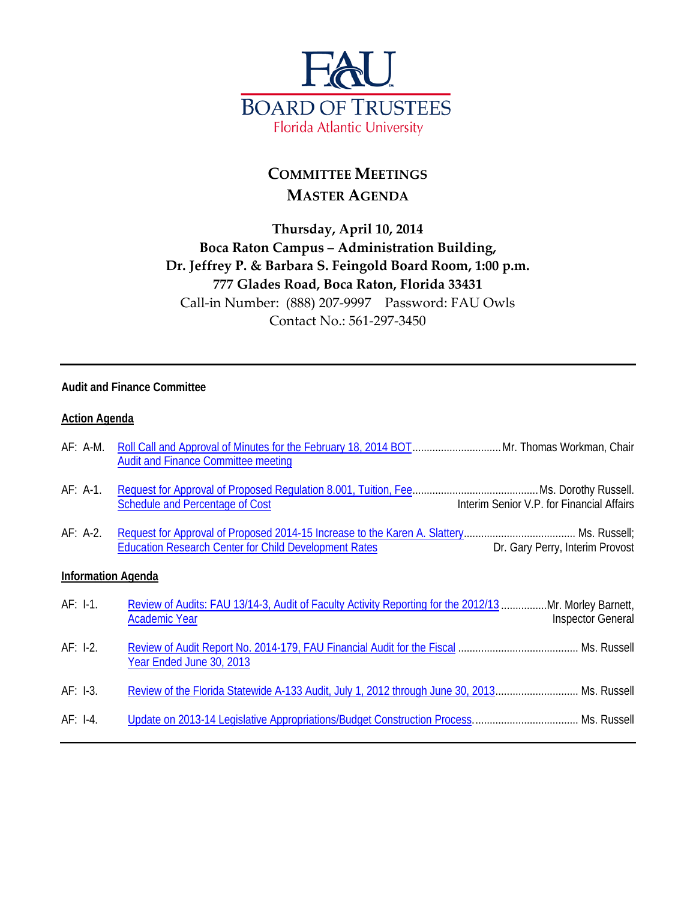FAU BOARD OF TRUSTEES
Florida Atlantic University

# COMMITTEE MEETINGS
# MASTER AGENDA

**Thursday, April 10, 2014**
**Boca Raton Campus – Administration Building,**
**Dr. Jeffrey P. & Barbara S. Feingold Board Room, 1:00 p.m.**
**777 Glades Road, Boca Raton, Florida 33431**
Call-in Number: (888) 207-9997 Password: FAU Owls
Contact No.: 561-297-3450

---

**Audit and Finance Committee**

**Action Agenda**

AF: A-M. Roll Call and Approval of Minutes for the February 18, 2014 BOT Audit and Finance Committee meeting ............................... Mr. Thomas Workman, Chair

AF: A-1. Request for Approval of Proposed Regulation 8.001, Tuition, Fee Schedule and Percentage of Cost ............................................ Ms. Dorothy Russell. Interim Senior V.P. for Financial Affairs

AF: A-2. Request for Approval of Proposed 2014-15 Increase to the Karen A. Slattery Education Research Center for Child Development Rates ....................................... Ms. Russell; Dr. Gary Perry, Interim Provost

**Information Agenda**

AF: I-1. Review of Audits: FAU 13/14-3, Audit of Faculty Activity Reporting for the 2012/13 Academic Year ................Mr. Morley Barnett, Inspector General

AF: I-2. Review of Audit Report No. 2014-179, FAU Financial Audit for the Fiscal Year Ended June 30, 2013 .......................................... Ms. Russell

AF: I-3. Review of the Florida Statewide A-133 Audit, July 1, 2012 through June 30, 2013............................. Ms. Russell

AF: I-4. Update on 2013-14 Legislative Appropriations/Budget Construction Process..................................... Ms. Russell

---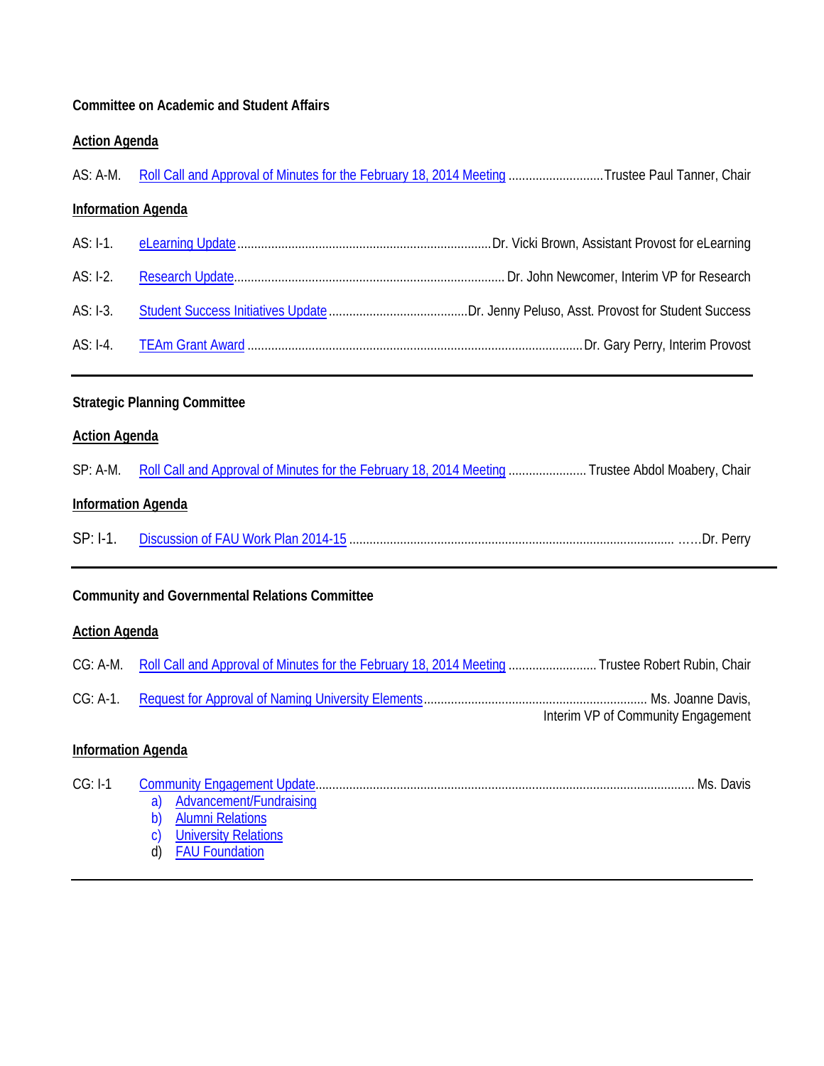**Committee on Academic and Student Affairs**

**Action Agenda**

AS: A-M. Roll Call and Approval of Minutes for the February 18, 2014 Meeting ............................Trustee Paul Tanner, Chair

**Information Agenda**

AS: I-1. eLearning Update ..........................................................................Dr. Vicki Brown, Assistant Provost for eLearning

AS: I-2. Research Update................................................................................ Dr. John Newcomer, Interim VP for Research

AS: I-3. Student Success Initiatives Update .........................................Dr. Jenny Peluso, Asst. Provost for Student Success

AS: I-4. TEAm Grant Award ..................................................................................................Dr. Gary Perry, Interim Provost

---

**Strategic Planning Committee**

**Action Agenda**

SP: A-M. Roll Call and Approval of Minutes for the February 18, 2014 Meeting ....................... Trustee Abdol Moabery, Chair

**Information Agenda**

SP: I-1. Discussion of FAU Work Plan 2014-15 ............................................................................................... ……Dr. Perry

---

**Community and Governmental Relations Committee**

**Action Agenda**

CG: A-M. Roll Call and Approval of Minutes for the February 18, 2014 Meeting .......................... Trustee Robert Rubin, Chair

CG: A-1. Request for Approval of Naming University Elements................................................................. Ms. Joanne Davis, Interim VP of Community Engagement

**Information Agenda**

CG: I-1 Community Engagement Update............................................................................................................... Ms. Davis

a) Advancement/Fundraising
b) Alumni Relations
c) University Relations
d) FAU Foundation

---